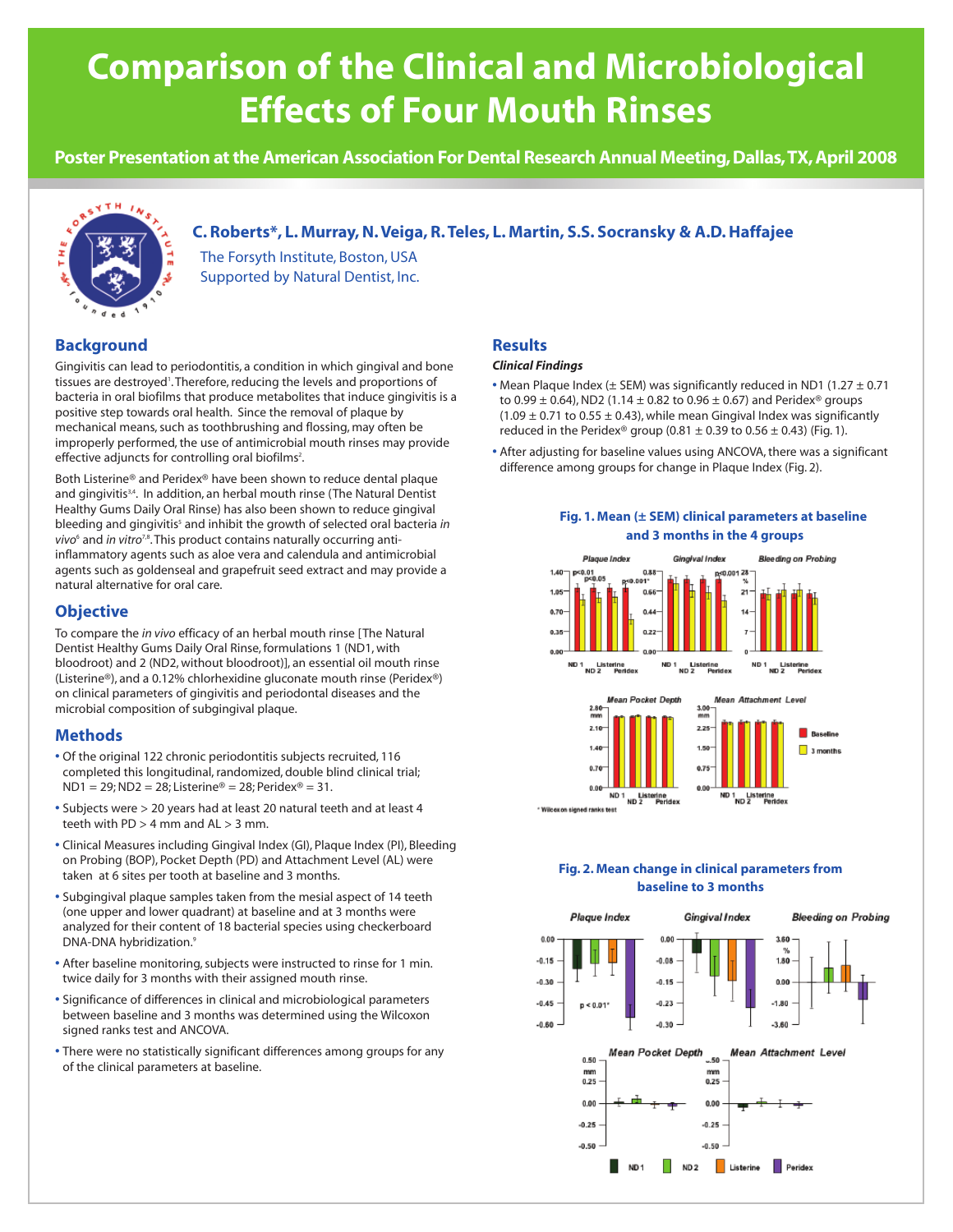# Comparison of the Clinical and Microbiological Effects of Four Mouth Rinses

**Poster Presentation at the American Association For Dental Research Annual Meeting, Dallas, TX, April 2008**

**C. Roberts\*, L. Murray, N. Veiga, R. Teles, L. Martin, S.S. Socransky & A.D. Haffajee**

The Forsyth Institute, Boston, USA
Supported by Natural Dentist, Inc.

## Background

Gingivitis can lead to periodontitis, a condition in which gingival and bone tissues are destroyed[1]. Therefore, reducing the levels and proportions of bacteria in oral biofilms that produce metabolites that induce gingivitis is a positive step towards oral health. Since the removal of plaque by mechanical means, such as toothbrushing and flossing, may often be improperly performed, the use of antimicrobial mouth rinses may provide effective adjuncts for controlling oral biofilms[2].

Both Listerine® and Peridex® have been shown to reduce dental plaque and gingivitis[3,4]. In addition, an herbal mouth rinse (The Natural Dentist Healthy Gums Daily Oral Rinse) has also been shown to reduce gingival bleeding and gingivitis[5] and inhibit the growth of selected oral bacteria *in vivo*[6] and *in vitro*[7,8]. This product contains naturally occurring anti-inflammatory agents such as aloe vera and calendula and antimicrobial agents such as goldenseal and grapefruit seed extract and may provide a natural alternative for oral care.

## Objective

To compare the *in vivo* efficacy of an herbal mouth rinse [The Natural Dentist Healthy Gums Daily Oral Rinse, formulations 1 (ND1, with bloodroot) and 2 (ND2, without bloodroot)], an essential oil mouth rinse (Listerine®), and a 0.12% chlorhexidine gluconate mouth rinse (Peridex®) on clinical parameters of gingivitis and periodontal diseases and the microbial composition of subgingival plaque.

## Methods

- Of the original 122 chronic periodontitis subjects recruited, 116 completed this longitudinal, randomized, double blind clinical trial; ND1 = 29; ND2 = 28; Listerine® = 28; Peridex® = 31.
- Subjects were > 20 years had at least 20 natural teeth and at least 4 teeth with PD > 4 mm and AL > 3 mm.
- Clinical Measures including Gingival Index (GI), Plaque Index (PI), Bleeding on Probing (BOP), Pocket Depth (PD) and Attachment Level (AL) were taken at 6 sites per tooth at baseline and 3 months.
- Subgingival plaque samples taken from the mesial aspect of 14 teeth (one upper and lower quadrant) at baseline and at 3 months were analyzed for their content of 18 bacterial species using checkerboard DNA-DNA hybridization.[9]
- After baseline monitoring, subjects were instructed to rinse for 1 min. twice daily for 3 months with their assigned mouth rinse.
- Significance of differences in clinical and microbiological parameters between baseline and 3 months was determined using the Wilcoxon signed ranks test and ANCOVA.
- There were no statistically significant differences among groups for any of the clinical parameters at baseline.

## Results

### *Clinical Findings*

- Mean Plaque Index (± SEM) was significantly reduced in ND1 (1.27 ± 0.71 to 0.99 ± 0.64), ND2 (1.14 ± 0.82 to 0.96 ± 0.67) and Peridex® groups (1.09 ± 0.71 to 0.55 ± 0.43), while mean Gingival Index was significantly reduced in the Peridex® group (0.81 ± 0.39 to 0.56 ± 0.43) (Fig. 1).
- After adjusting for baseline values using ANCOVA, there was a significant difference among groups for change in Plaque Index (Fig. 2).

**Fig. 1. Mean (± SEM) clinical parameters at baseline and 3 months in the 4 groups**

\* Wilcoxon signed ranks test

**Fig. 2. Mean change in clinical parameters from baseline to 3 months**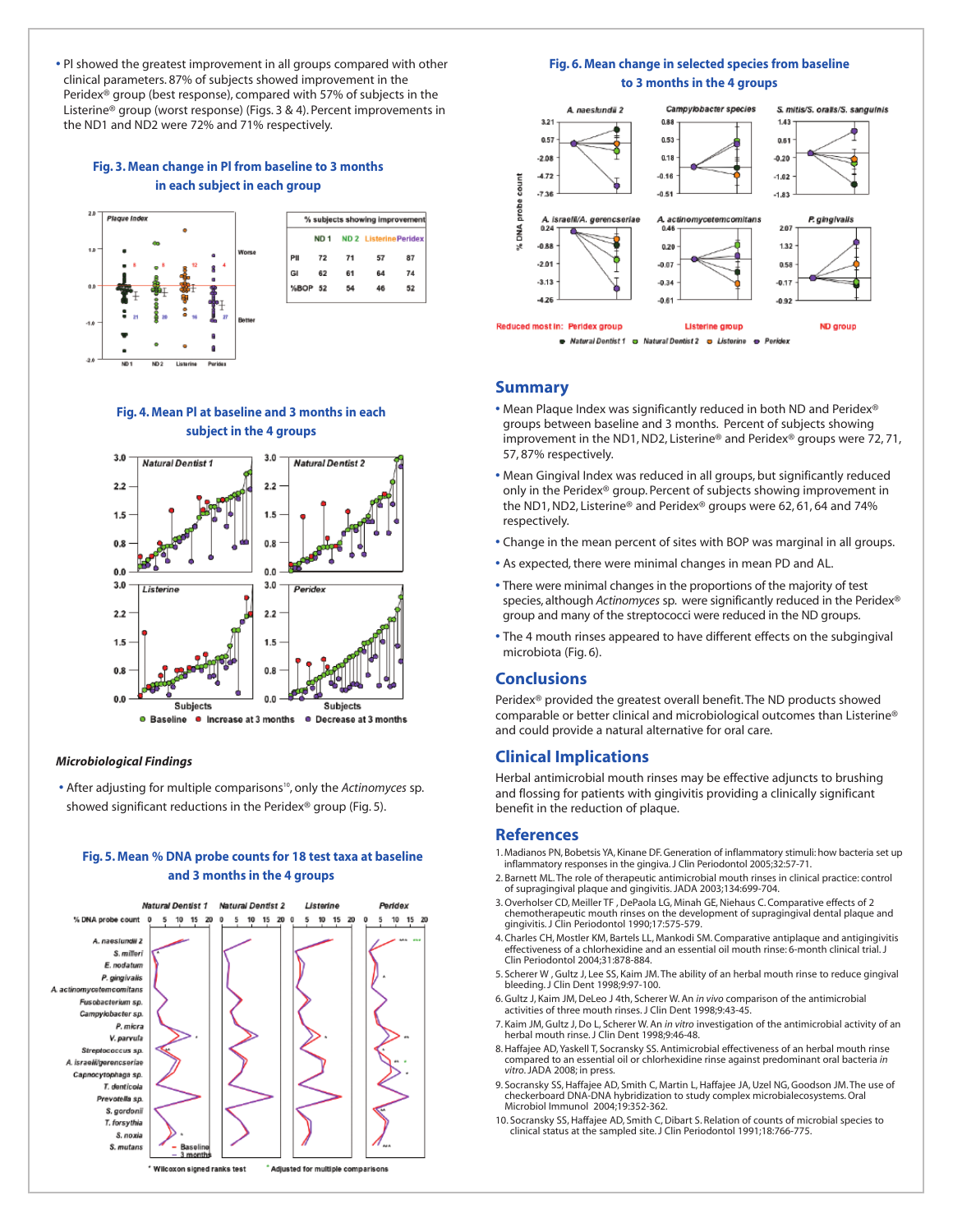- PI showed the greatest improvement in all groups compared with other clinical parameters. 87% of subjects showed improvement in the Peridex® group (best response), compared with 57% of subjects in the Listerine® group (worst response) (Figs. 3 & 4). Percent improvements in the ND1 and ND2 were 72% and 71% respectively.

**Fig. 3. Mean change in PI from baseline to 3 months in each subject in each group**

| % subjects showing improvement | ND 1 | ND 2 | Listerine | Peridex |
|---|---|---|---|---|
| PII | 72 | 71 | 57 | 87 |
| GI | 62 | 61 | 64 | 74 |
| %BOP | 52 | 54 | 46 | 52 |

Plaque Index

2.0
1.0
0.0
-1.0
-2.0

Worse
Better

ND1 ND2 Listerine Peridex

**Fig. 4. Mean PI at baseline and 3 months in each subject in the 4 groups**

Natural Dentist 1
Natural Dentist 2
Listerine
Peridex

3.0
2.2
1.5
0.8
0.0

Subjects

Baseline Increase at 3 months Decrease at 3 months

### *Microbiological Findings*

- After adjusting for multiple comparisons[10], only the *Actinomyces* sp. showed significant reductions in the Peridex® group (Fig. 5).

**Fig. 5. Mean % DNA probe counts for 18 test taxa at baseline and 3 months in the 4 groups**

Natural Dentist 1 Natural Dentist 2 Listerine Peridex

% DNA probe count 0 5 10 15 20

A. naeslundii 2
S. milleri
E. nodatum
P. gingivalis
A. actinomycetemcomitans
Fusobacterium sp.
Campylobacter sp.
P. micra
V. parvula
Streptococcus sp.
A. israelii/gerencseriae
Capnocytophaga sp.
T. denticola
Prevotella sp.
S. gordonii
T. forsythia
S. noxia
S. mutans

Baseline
3 months

\* Wilcoxon signed ranks test
\* Adjusted for multiple comparisons

**Fig. 6. Mean change in selected species from baseline to 3 months in the 4 groups**

% DNA probe count

A. naeslundii 2: 3.21, 0.57, -2.08, -4.72, -7.36
Campylobacter species: 0.88, 0.53, 0.18, -0.16, -0.51
S. mitis/S. oralis/S. sanguinis: 1.43, 0.61, -0.20, -1.02, -1.83
A. israelii/A. gerencseriae: 0.24, -0.88, -2.01, -3.13, -4.26
A. actinomycetemcomitans: 0.46, 0.20, -0.07, -0.34, -0.61
P. gingivalis: 2.07, 1.32, 0.58, -0.17, -0.92

Reduced most in: Peridex group Listerine group ND group

Natural Dentist 1 Natural Dentist 2 Listerine Peridex

## Summary

- Mean Plaque Index was significantly reduced in both ND and Peridex® groups between baseline and 3 months. Percent of subjects showing improvement in the ND1, ND2, Listerine® and Peridex® groups were 72, 71, 57, 87% respectively.
- Mean Gingival Index was reduced in all groups, but significantly reduced only in the Peridex® group. Percent of subjects showing improvement in the ND1, ND2, Listerine® and Peridex® groups were 62, 61, 64 and 74% respectively.
- Change in the mean percent of sites with BOP was marginal in all groups.
- As expected, there were minimal changes in mean PD and AL.
- There were minimal changes in the proportions of the majority of test species, although *Actinomyces* sp. were significantly reduced in the Peridex® group and many of the streptococci were reduced in the ND groups.
- The 4 mouth rinses appeared to have different effects on the subgingival microbiota (Fig. 6).

## Conclusions

Peridex® provided the greatest overall benefit. The ND products showed comparable or better clinical and microbiological outcomes than Listerine® and could provide a natural alternative for oral care.

## Clinical Implications

Herbal antimicrobial mouth rinses may be effective adjuncts to brushing and flossing for patients with gingivitis providing a clinically significant benefit in the reduction of plaque.

## References

1. Madianos PN, Bobetsis YA, Kinane DF. Generation of inflammatory stimuli: how bacteria set up inflammatory responses in the gingiva. J Clin Periodontol 2005;32:57-71.
2. Barnett ML. The role of therapeutic antimicrobial mouth rinses in clinical practice: control of supragingival plaque and gingivitis. JADA 2003;134:699-704.
3. Overholser CD, Meiller TF, DePaola LG, Minah GE, Niehaus C. Comparative effects of 2 chemotherapeutic mouth rinses on the development of supragingival dental plaque and gingivitis. J Clin Periodontol 1990;17:575-579.
4. Charles CH, Mostler KM, Bartels LL, Mankodi SM. Comparative antiplaque and antigingivitis effectiveness of a chlorhexidine and an essential oil mouth rinse: 6-month clinical trial. J Clin Periodontol 2004;31:878-884.
5. Scherer W, Gultz J, Lee SS, Kaim JM. The ability of an herbal mouth rinse to reduce gingival bleeding. J Clin Dent 1998;9:97-100.
6. Gultz J, Kaim JM, DeLeo J 4th, Scherer W. An *in vivo* comparison of the antimicrobial activities of three mouth rinses. J Clin Dent 1998;9:43-45.
7. Kaim JM, Gultz J, Do L, Scherer W. An *in vitro* investigation of the antimicrobial activity of an herbal mouth rinse. J Clin Dent 1998;9:46-48.
8. Haffajee AD, Yaskell T, Socransky SS. Antimicrobial effectiveness of an herbal mouth rinse compared to an essential oil or chlorhexidine rinse against predominant oral bacteria *in vitro*. JADA 2008; in press.
9. Socransky SS, Haffajee AD, Smith C, Martin L, Haffajee JA, Uzel NG, Goodson JM. The use of checkerboard DNA-DNA hybridization to study complex microbialecosystems. Oral Microbiol Immunol 2004;19:352-362.
10. Socransky SS, Haffajee AD, Smith C, Dibart S. Relation of counts of microbial species to clinical status at the sampled site. J Clin Periodontol 1991;18:766-775.